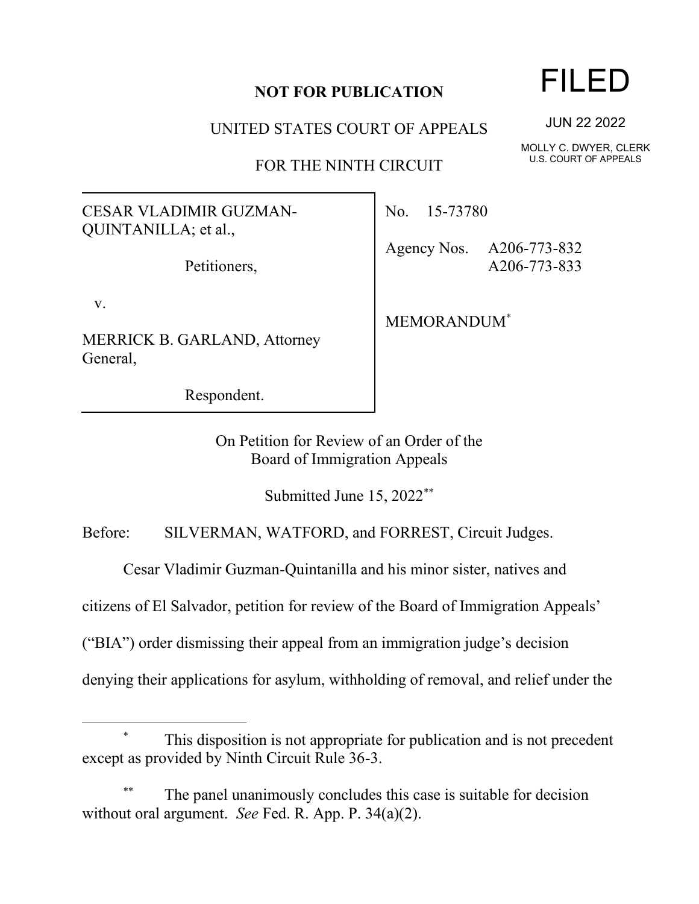**NOT FOR PUBLICATION**

UNITED STATES COURT OF APPEALS

FOR THE NINTH CIRCUIT

FILED

JUN 22 2022

MOLLY C. DWYER, CLERK
U.S. COURT OF APPEALS

CESAR VLADIMIR GUZMAN-QUINTANILLA; et al.,

Petitioners,

v.

MERRICK B. GARLAND, Attorney General,

Respondent.

No. 15-73780

Agency Nos. A206-773-832
A206-773-833

MEMORANDUM*

On Petition for Review of an Order of the
Board of Immigration Appeals

Submitted June 15, 2022**

Before: SILVERMAN, WATFORD, and FORREST, Circuit Judges.

Cesar Vladimir Guzman-Quintanilla and his minor sister, natives and citizens of El Salvador, petition for review of the Board of Immigration Appeals' ("BIA") order dismissing their appeal from an immigration judge's decision denying their applications for asylum, withholding of removal, and relief under the

---

\* This disposition is not appropriate for publication and is not precedent except as provided by Ninth Circuit Rule 36-3.

\*\* The panel unanimously concludes this case is suitable for decision without oral argument. *See* Fed. R. App. P. 34(a)(2).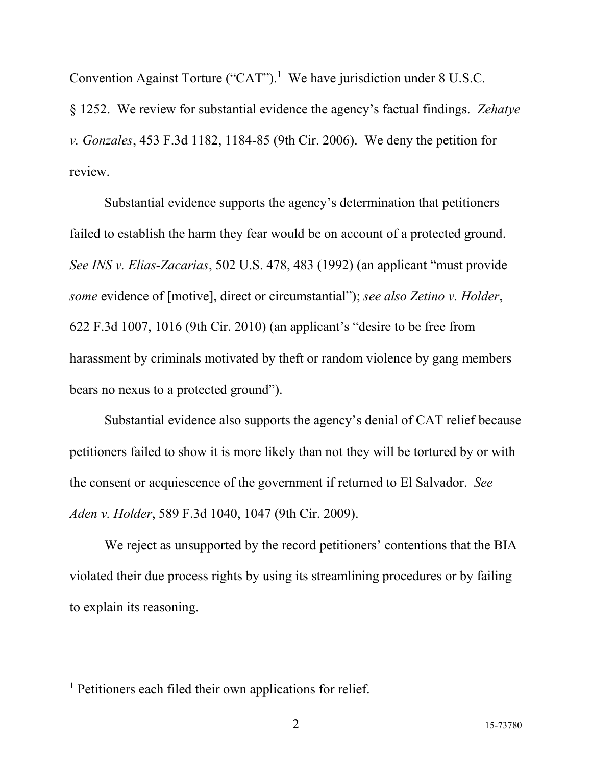Convention Against Torture ("CAT").[1] We have jurisdiction under 8 U.S.C. § 1252. We review for substantial evidence the agency's factual findings. *Zehatye v. Gonzales*, 453 F.3d 1182, 1184-85 (9th Cir. 2006). We deny the petition for review.

Substantial evidence supports the agency's determination that petitioners failed to establish the harm they fear would be on account of a protected ground. *See INS v. Elias-Zacarias*, 502 U.S. 478, 483 (1992) (an applicant "must provide *some* evidence of [motive], direct or circumstantial"); *see also Zetino v. Holder*, 622 F.3d 1007, 1016 (9th Cir. 2010) (an applicant's "desire to be free from harassment by criminals motivated by theft or random violence by gang members bears no nexus to a protected ground").

Substantial evidence also supports the agency's denial of CAT relief because petitioners failed to show it is more likely than not they will be tortured by or with the consent or acquiescence of the government if returned to El Salvador. *See Aden v. Holder*, 589 F.3d 1040, 1047 (9th Cir. 2009).

We reject as unsupported by the record petitioners' contentions that the BIA violated their due process rights by using its streamlining procedures or by failing to explain its reasoning.

---

[1] Petitioners each filed their own applications for relief.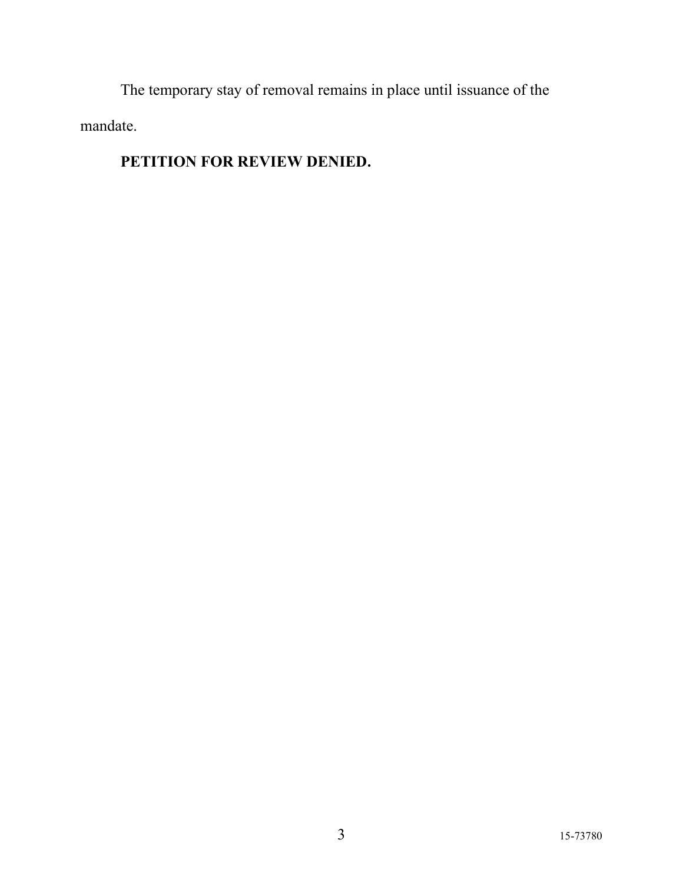The temporary stay of removal remains in place until issuance of the mandate.

**PETITION FOR REVIEW DENIED.**